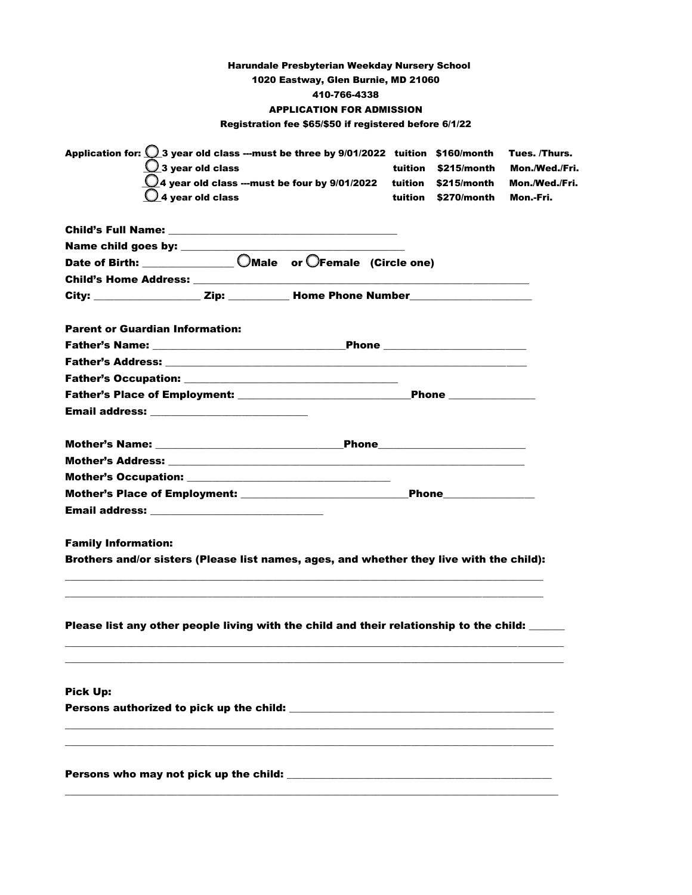**Harundale Presbyterian Weekday Nursery School**
**1020 Eastway, Glen Burnie, MD 21060**
**410-766-4338**
**APPLICATION FOR ADMISSION**
**Registration fee $65/$50 if registered before 6/1/22**

**Application for:**

| | | | |
|---|---|---|---|
| ◯ 3 year old class ---must be three by 9/01/2022 | tuition | $160/month | Tues. /Thurs. |
| ◯ 3 year old class | tuition | $215/month | Mon./Wed./Fri. |
| ◯ 4 year old class ---must be four by 9/01/2022 | tuition | $215/month | Mon./Wed./Fri. |
| ◯ 4 year old class | tuition | $270/month | Mon.-Fri. |

**Child's Full Name:** ________________________________________

**Name child goes by:** ________________________________________

**Date of Birth:** ________________ ◯**Male** or ◯**Female (Circle one)**

**Child's Home Address:** ________________________________________________________________

**City:** ___________________ **Zip:** ___________ **Home Phone Number**______________________

**Parent or Guardian Information:**

**Father's Name:** _________________________________**Phone** _________________________

**Father's Address:** ________________________________________________________________

**Father's Occupation:** _____________________________________

**Father's Place of Employment:** ______________________________**Phone** _______________

**Email address:** ____________________________

**Mother's Name:** _________________________________**Phone**__________________________

**Mother's Address:** ________________________________________________________________

**Mother's Occupation:** ___________________________________

**Mother's Place of Employment:** _____________________________**Phone**________________

**Email address:** _______________________________

**Family Information:**

**Brothers and/or sisters (Please list names, ages, and whether they live with the child):**

___________________________________________________________________________________________

___________________________________________________________________________________________

**Please list any other people living with the child and their relationship to the child:** ______

___________________________________________________________________________________________

___________________________________________________________________________________________

**Pick Up:**

**Persons authorized to pick up the child:** __________________________________________________

___________________________________________________________________________________________

___________________________________________________________________________________________

**Persons who may not pick up the child:** __________________________________________________

___________________________________________________________________________________________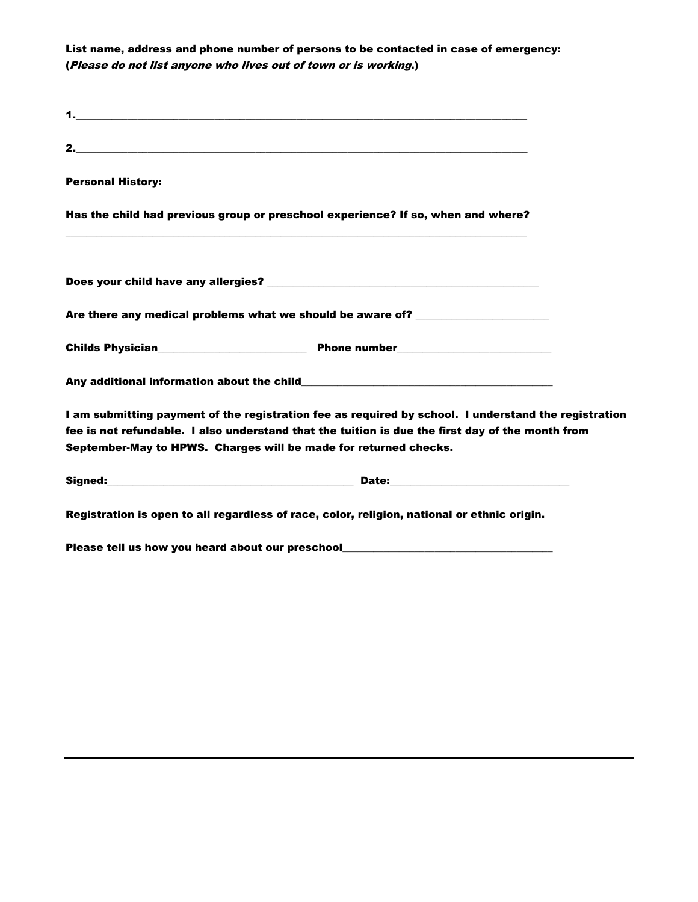**List name, address and phone number of persons to be contacted in case of emergency:**
**(*Please do not list anyone who lives out of town or is working.*)**

**1.**_______________________________________________________________________________

**2.**_______________________________________________________________________________

**Personal History:**

**Has the child had previous group or preschool experience? If so, when and where?**
_______________________________________________________________________________

**Does your child have any allergies?** _______________________________________________

**Are there any medical problems what we should be aware of?** _______________________

**Childs Physician**__________________________ **Phone number**__________________________

**Any additional information about the child**___________________________________________

**I am submitting payment of the registration fee as required by school. I understand the registration fee is not refundable. I also understand that the tuition is due the first day of the month from September-May to HPWS. Charges will be made for returned checks.**

**Signed:**_____________________________________________ **Date:**________________________________

**Registration is open to all regardless of race, color, religion, national or ethnic origin.**

**Please tell us how you heard about our preschool**_____________________________________